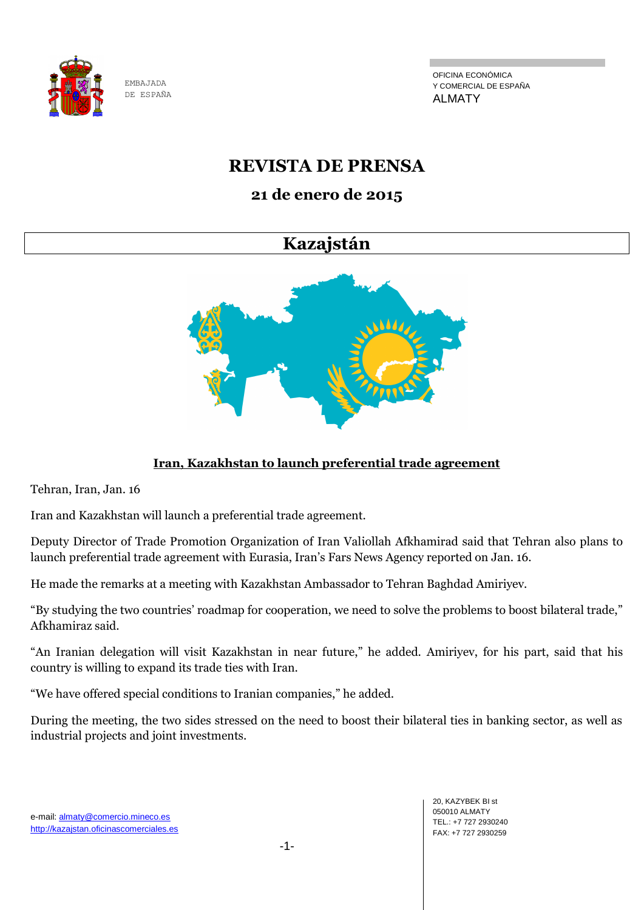EMBAJADA
DE ESPAÑA

OFICINA ECONÓMICA
Y COMERCIAL DE ESPAÑA
ALMATY

# REVISTA DE PRENSA

## 21 de enero de 2015

## Kazajstán

### Iran, Kazakhstan to launch preferential trade agreement

Tehran, Iran, Jan. 16

Iran and Kazakhstan will launch a preferential trade agreement.

Deputy Director of Trade Promotion Organization of Iran Valiollah Afkhamirad said that Tehran also plans to launch preferential trade agreement with Eurasia, Iran's Fars News Agency reported on Jan. 16.

He made the remarks at a meeting with Kazakhstan Ambassador to Tehran Baghdad Amiriyev.

"By studying the two countries' roadmap for cooperation, we need to solve the problems to boost bilateral trade," Afkhamiraz said.

"An Iranian delegation will visit Kazakhstan in near future," he added. Amiriyev, for his part, said that his country is willing to expand its trade ties with Iran.

"We have offered special conditions to Iranian companies," he added.

During the meeting, the two sides stressed on the need to boost their bilateral ties in banking sector, as well as industrial projects and joint investments.

e-mail: almaty@comercio.mineco.es
http://kazajstan.oficinascomerciales.es

20, KAZYBEK BI st
050010 ALMATY
TEL.: +7 727 2930240
FAX: +7 727 2930259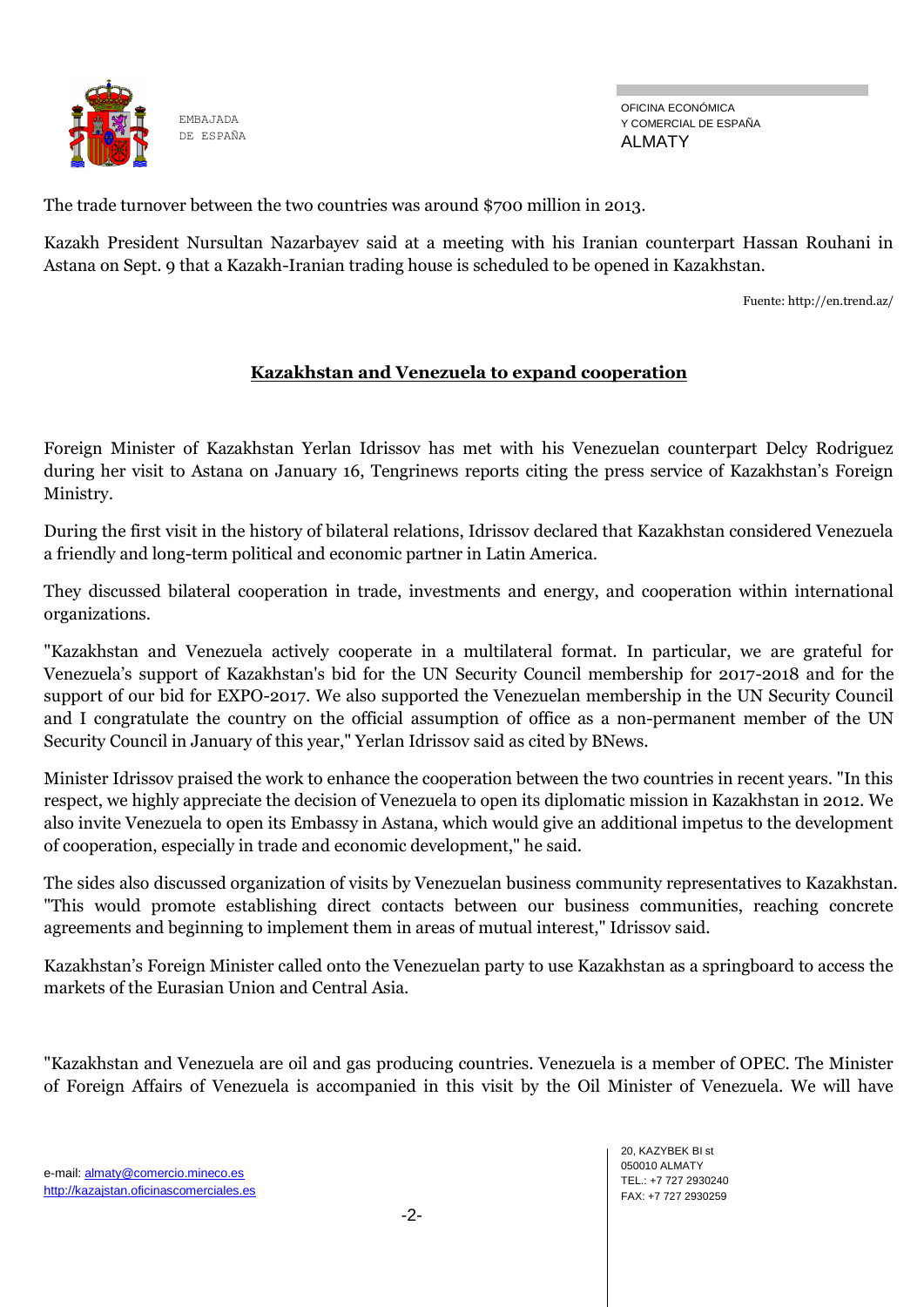The trade turnover between the two countries was around $700 million in 2013.

Kazakh President Nursultan Nazarbayev said at a meeting with his Iranian counterpart Hassan Rouhani in Astana on Sept. 9 that a Kazakh-Iranian trading house is scheduled to be opened in Kazakhstan.

Fuente: http://en.trend.az/

## Kazakhstan and Venezuela to expand cooperation

Foreign Minister of Kazakhstan Yerlan Idrissov has met with his Venezuelan counterpart Delcy Rodriguez during her visit to Astana on January 16, Tengrinews reports citing the press service of Kazakhstan's Foreign Ministry.

During the first visit in the history of bilateral relations, Idrissov declared that Kazakhstan considered Venezuela a friendly and long-term political and economic partner in Latin America.

They discussed bilateral cooperation in trade, investments and energy, and cooperation within international organizations.

"Kazakhstan and Venezuela actively cooperate in a multilateral format. In particular, we are grateful for Venezuela's support of Kazakhstan's bid for the UN Security Council membership for 2017-2018 and for the support of our bid for EXPO-2017. We also supported the Venezuelan membership in the UN Security Council and I congratulate the country on the official assumption of office as a non-permanent member of the UN Security Council in January of this year," Yerlan Idrissov said as cited by BNews.

Minister Idrissov praised the work to enhance the cooperation between the two countries in recent years. "In this respect, we highly appreciate the decision of Venezuela to open its diplomatic mission in Kazakhstan in 2012. We also invite Venezuela to open its Embassy in Astana, which would give an additional impetus to the development of cooperation, especially in trade and economic development," he said.

The sides also discussed organization of visits by Venezuelan business community representatives to Kazakhstan. "This would promote establishing direct contacts between our business communities, reaching concrete agreements and beginning to implement them in areas of mutual interest," Idrissov said.

Kazakhstan's Foreign Minister called onto the Venezuelan party to use Kazakhstan as a springboard to access the markets of the Eurasian Union and Central Asia.

"Kazakhstan and Venezuela are oil and gas producing countries. Venezuela is a member of OPEC. The Minister of Foreign Affairs of Venezuela is accompanied in this visit by the Oil Minister of Venezuela. We will have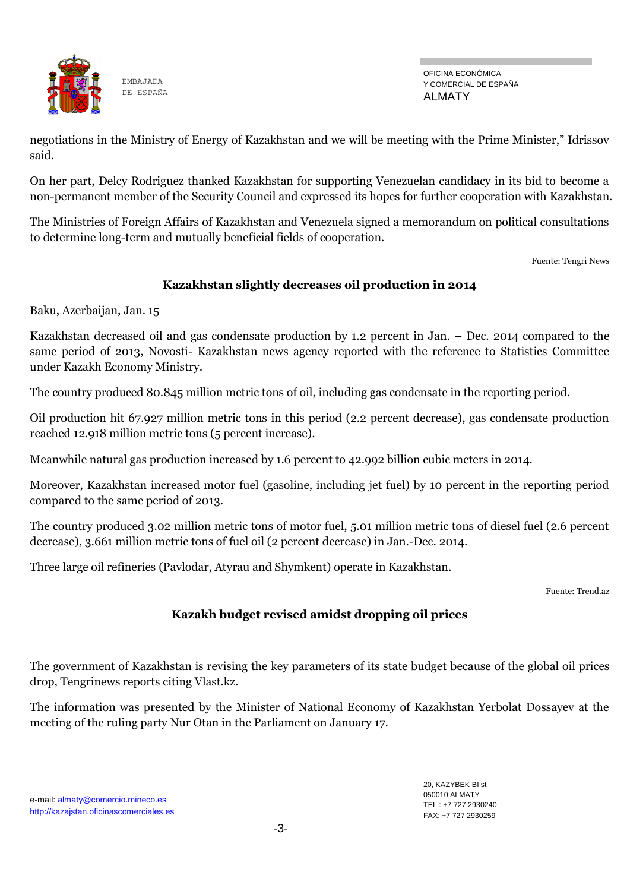negotiations in the Ministry of Energy of Kazakhstan and we will be meeting with the Prime Minister," Idrissov said.

On her part, Delcy Rodriguez thanked Kazakhstan for supporting Venezuelan candidacy in its bid to become a non-permanent member of the Security Council and expressed its hopes for further cooperation with Kazakhstan.

The Ministries of Foreign Affairs of Kazakhstan and Venezuela signed a memorandum on political consultations to determine long-term and mutually beneficial fields of cooperation.

Fuente: Tengri News

## Kazakhstan slightly decreases oil production in 2014

Baku, Azerbaijan, Jan. 15

Kazakhstan decreased oil and gas condensate production by 1.2 percent in Jan. – Dec. 2014 compared to the same period of 2013, Novosti- Kazakhstan news agency reported with the reference to Statistics Committee under Kazakh Economy Ministry.

The country produced 80.845 million metric tons of oil, including gas condensate in the reporting period.

Oil production hit 67.927 million metric tons in this period (2.2 percent decrease), gas condensate production reached 12.918 million metric tons (5 percent increase).

Meanwhile natural gas production increased by 1.6 percent to 42.992 billion cubic meters in 2014.

Moreover, Kazakhstan increased motor fuel (gasoline, including jet fuel) by 10 percent in the reporting period compared to the same period of 2013.

The country produced 3.02 million metric tons of motor fuel, 5.01 million metric tons of diesel fuel (2.6 percent decrease), 3.661 million metric tons of fuel oil (2 percent decrease) in Jan.-Dec. 2014.

Three large oil refineries (Pavlodar, Atyrau and Shymkent) operate in Kazakhstan.

Fuente: Trend.az

## Kazakh budget revised amidst dropping oil prices

The government of Kazakhstan is revising the key parameters of its state budget because of the global oil prices drop, Tengrinews reports citing Vlast.kz.

The information was presented by the Minister of National Economy of Kazakhstan Yerbolat Dossayev at the meeting of the ruling party Nur Otan in the Parliament on January 17.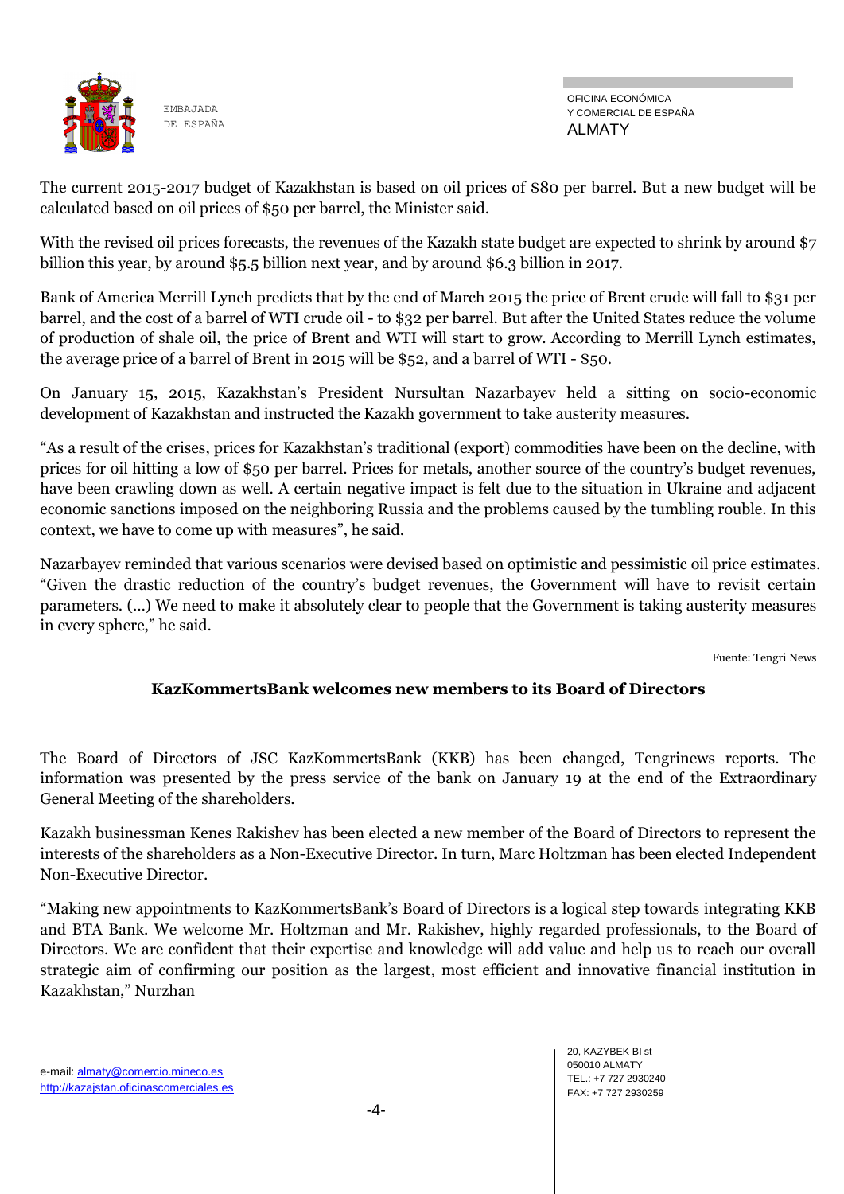The current 2015-2017 budget of Kazakhstan is based on oil prices of $80 per barrel. But a new budget will be calculated based on oil prices of $50 per barrel, the Minister said.

With the revised oil prices forecasts, the revenues of the Kazakh state budget are expected to shrink by around $7 billion this year, by around $5.5 billion next year, and by around $6.3 billion in 2017.

Bank of America Merrill Lynch predicts that by the end of March 2015 the price of Brent crude will fall to $31 per barrel, and the cost of a barrel of WTI crude oil - to $32 per barrel. But after the United States reduce the volume of production of shale oil, the price of Brent and WTI will start to grow. According to Merrill Lynch estimates, the average price of a barrel of Brent in 2015 will be $52, and a barrel of WTI - $50.

On January 15, 2015, Kazakhstan's President Nursultan Nazarbayev held a sitting on socio-economic development of Kazakhstan and instructed the Kazakh government to take austerity measures.

"As a result of the crises, prices for Kazakhstan's traditional (export) commodities have been on the decline, with prices for oil hitting a low of $50 per barrel. Prices for metals, another source of the country's budget revenues, have been crawling down as well. A certain negative impact is felt due to the situation in Ukraine and adjacent economic sanctions imposed on the neighboring Russia and the problems caused by the tumbling rouble. In this context, we have to come up with measures", he said.

Nazarbayev reminded that various scenarios were devised based on optimistic and pessimistic oil price estimates. "Given the drastic reduction of the country's budget revenues, the Government will have to revisit certain parameters. (…) We need to make it absolutely clear to people that the Government is taking austerity measures in every sphere," he said.

Fuente: Tengri News

## KazKommertsBank welcomes new members to its Board of Directors

The Board of Directors of JSC KazKommertsBank (KKB) has been changed, Tengrinews reports. The information was presented by the press service of the bank on January 19 at the end of the Extraordinary General Meeting of the shareholders.

Kazakh businessman Kenes Rakishev has been elected a new member of the Board of Directors to represent the interests of the shareholders as a Non-Executive Director. In turn, Marc Holtzman has been elected Independent Non-Executive Director.

"Making new appointments to KazKommertsBank's Board of Directors is a logical step towards integrating KKB and BTA Bank. We welcome Mr. Holtzman and Mr. Rakishev, highly regarded professionals, to the Board of Directors. We are confident that their expertise and knowledge will add value and help us to reach our overall strategic aim of confirming our position as the largest, most efficient and innovative financial institution in Kazakhstan," Nurzhan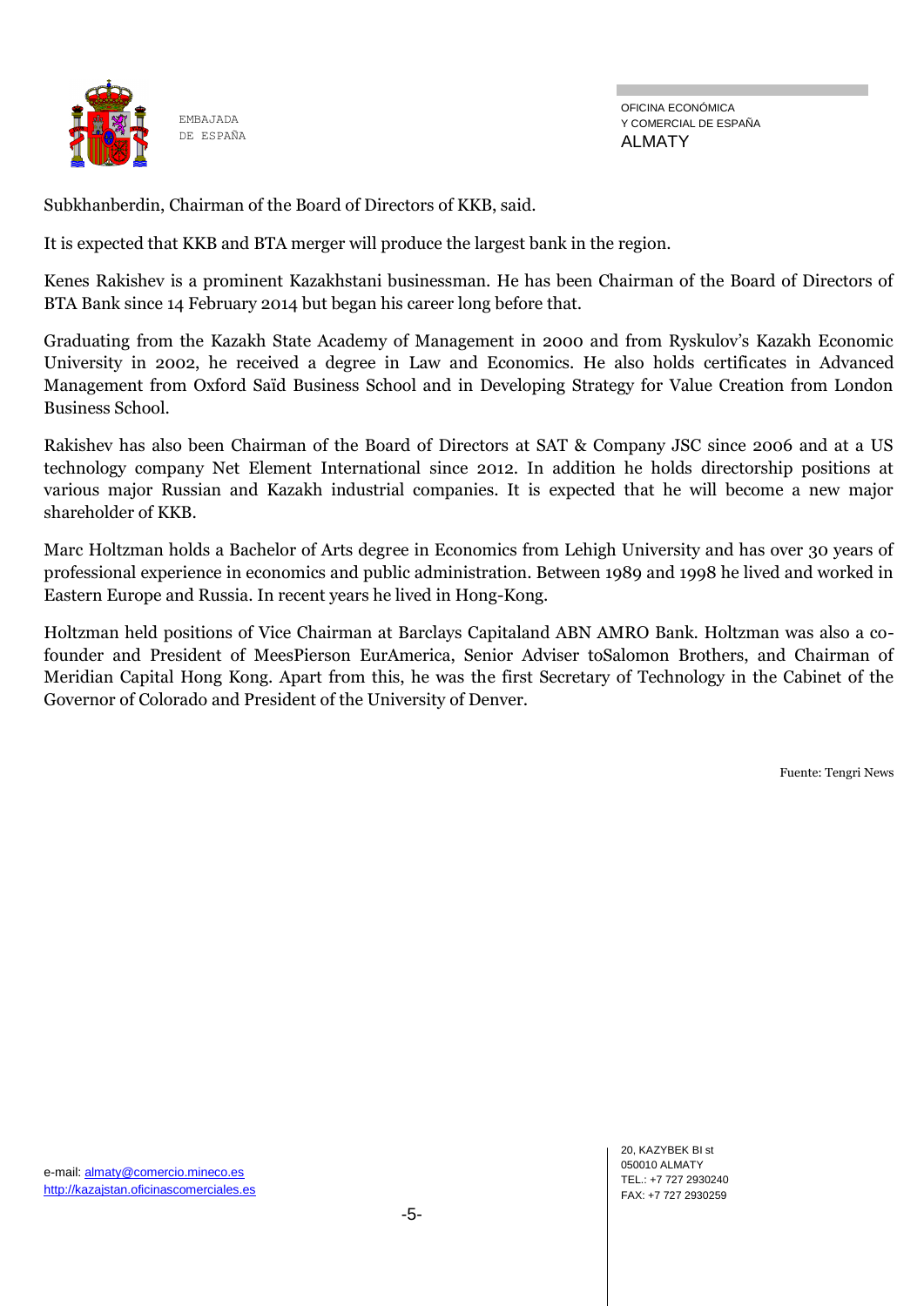Subkhanberdin, Chairman of the Board of Directors of KKB, said.

It is expected that KKB and BTA merger will produce the largest bank in the region.

Kenes Rakishev is a prominent Kazakhstani businessman. He has been Chairman of the Board of Directors of BTA Bank since 14 February 2014 but began his career long before that.

Graduating from the Kazakh State Academy of Management in 2000 and from Ryskulov's Kazakh Economic University in 2002, he received a degree in Law and Economics. He also holds certificates in Advanced Management from Oxford Saïd Business School and in Developing Strategy for Value Creation from London Business School.

Rakishev has also been Chairman of the Board of Directors at SAT & Company JSC since 2006 and at a US technology company Net Element International since 2012. In addition he holds directorship positions at various major Russian and Kazakh industrial companies. It is expected that he will become a new major shareholder of KKB.

Marc Holtzman holds a Bachelor of Arts degree in Economics from Lehigh University and has over 30 years of professional experience in economics and public administration. Between 1989 and 1998 he lived and worked in Eastern Europe and Russia. In recent years he lived in Hong-Kong.

Holtzman held positions of Vice Chairman at Barclays Capitaland ABN AMRO Bank. Holtzman was also a co-founder and President of MeesPierson EurAmerica, Senior Adviser toSalomon Brothers, and Chairman of Meridian Capital Hong Kong. Apart from this, he was the first Secretary of Technology in the Cabinet of the Governor of Colorado and President of the University of Denver.

Fuente: Tengri News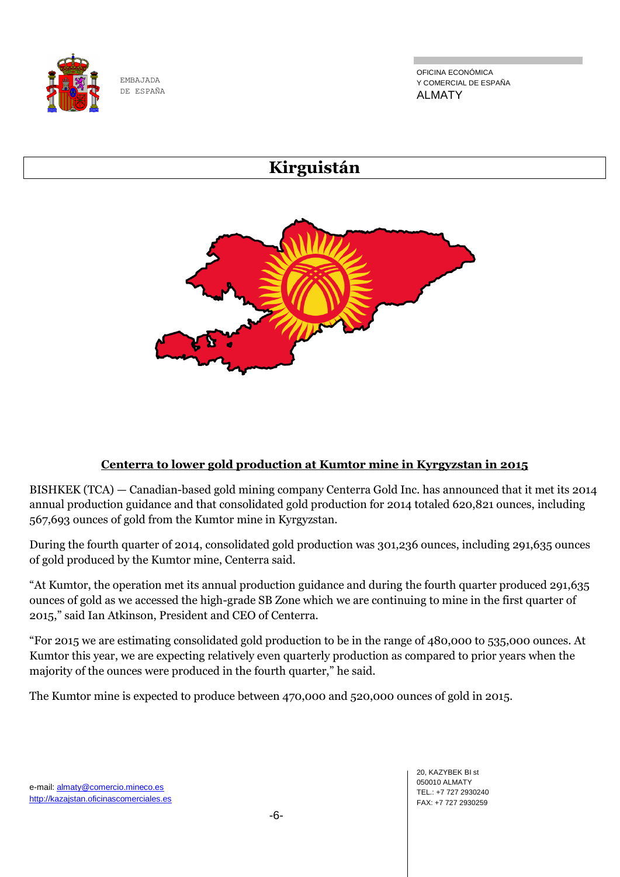# Kirguistán

## Centerra to lower gold production at Kumtor mine in Kyrgyzstan in 2015

BISHKEK (TCA) — Canadian-based gold mining company Centerra Gold Inc. has announced that it met its 2014 annual production guidance and that consolidated gold production for 2014 totaled 620,821 ounces, including 567,693 ounces of gold from the Kumtor mine in Kyrgyzstan.

During the fourth quarter of 2014, consolidated gold production was 301,236 ounces, including 291,635 ounces of gold produced by the Kumtor mine, Centerra said.

"At Kumtor, the operation met its annual production guidance and during the fourth quarter produced 291,635 ounces of gold as we accessed the high-grade SB Zone which we are continuing to mine in the first quarter of 2015," said Ian Atkinson, President and CEO of Centerra.

"For 2015 we are estimating consolidated gold production to be in the range of 480,000 to 535,000 ounces. At Kumtor this year, we are expecting relatively even quarterly production as compared to prior years when the majority of the ounces were produced in the fourth quarter," he said.

The Kumtor mine is expected to produce between 470,000 and 520,000 ounces of gold in 2015.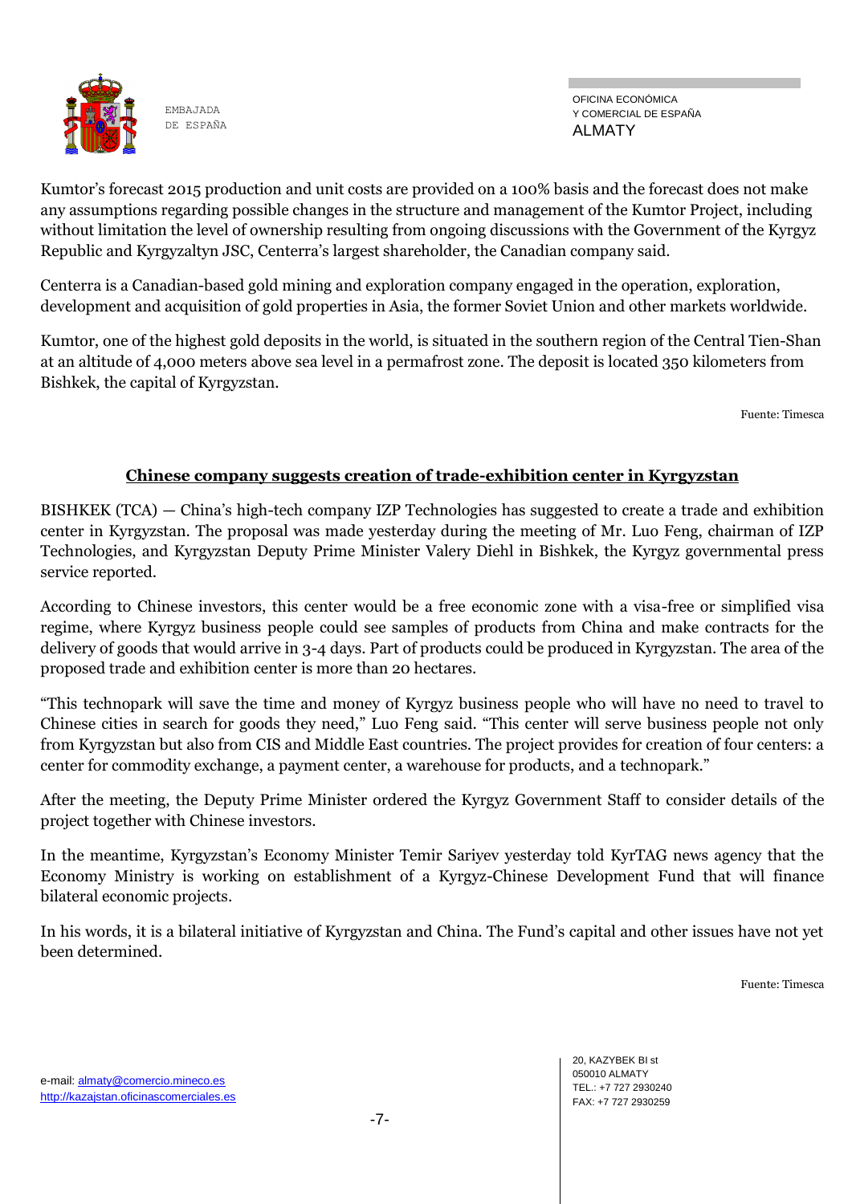Kumtor's forecast 2015 production and unit costs are provided on a 100% basis and the forecast does not make any assumptions regarding possible changes in the structure and management of the Kumtor Project, including without limitation the level of ownership resulting from ongoing discussions with the Government of the Kyrgyz Republic and Kyrgyzaltyn JSC, Centerra's largest shareholder, the Canadian company said.

Centerra is a Canadian-based gold mining and exploration company engaged in the operation, exploration, development and acquisition of gold properties in Asia, the former Soviet Union and other markets worldwide.

Kumtor, one of the highest gold deposits in the world, is situated in the southern region of the Central Tien-Shan at an altitude of 4,000 meters above sea level in a permafrost zone. The deposit is located 350 kilometers from Bishkek, the capital of Kyrgyzstan.

Fuente: Timesca

## Chinese company suggests creation of trade-exhibition center in Kyrgyzstan

BISHKEK (TCA) — China's high-tech company IZP Technologies has suggested to create a trade and exhibition center in Kyrgyzstan. The proposal was made yesterday during the meeting of Mr. Luo Feng, chairman of IZP Technologies, and Kyrgyzstan Deputy Prime Minister Valery Diehl in Bishkek, the Kyrgyz governmental press service reported.

According to Chinese investors, this center would be a free economic zone with a visa-free or simplified visa regime, where Kyrgyz business people could see samples of products from China and make contracts for the delivery of goods that would arrive in 3-4 days. Part of products could be produced in Kyrgyzstan. The area of the proposed trade and exhibition center is more than 20 hectares.

"This technopark will save the time and money of Kyrgyz business people who will have no need to travel to Chinese cities in search for goods they need," Luo Feng said. "This center will serve business people not only from Kyrgyzstan but also from CIS and Middle East countries. The project provides for creation of four centers: a center for commodity exchange, a payment center, a warehouse for products, and a technopark."

After the meeting, the Deputy Prime Minister ordered the Kyrgyz Government Staff to consider details of the project together with Chinese investors.

In the meantime, Kyrgyzstan's Economy Minister Temir Sariyev yesterday told KyrTAG news agency that the Economy Ministry is working on establishment of a Kyrgyz-Chinese Development Fund that will finance bilateral economic projects.

In his words, it is a bilateral initiative of Kyrgyzstan and China. The Fund's capital and other issues have not yet been determined.

Fuente: Timesca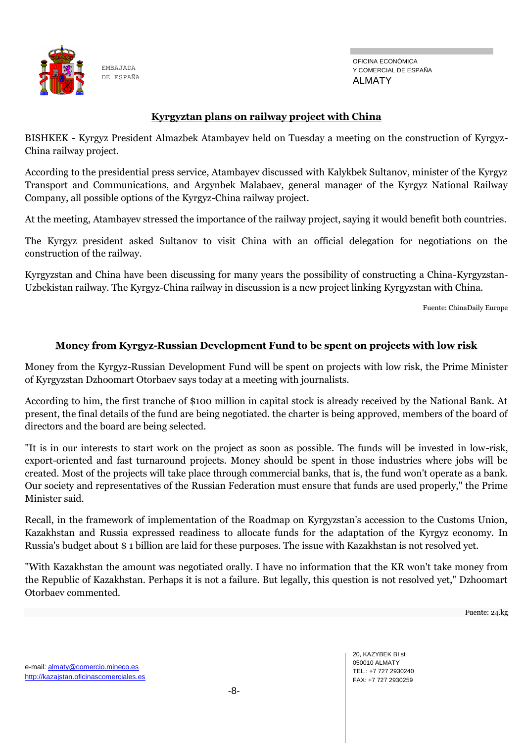## Kyrgyztan plans on railway project with China

BISHKEK - Kyrgyz President Almazbek Atambayev held on Tuesday a meeting on the construction of Kyrgyz-China railway project.

According to the presidential press service, Atambayev discussed with Kalykbek Sultanov, minister of the Kyrgyz Transport and Communications, and Argynbek Malabaev, general manager of the Kyrgyz National Railway Company, all possible options of the Kyrgyz-China railway project.

At the meeting, Atambayev stressed the importance of the railway project, saying it would benefit both countries.

The Kyrgyz president asked Sultanov to visit China with an official delegation for negotiations on the construction of the railway.

Kyrgyzstan and China have been discussing for many years the possibility of constructing a China-Kyrgyzstan-Uzbekistan railway. The Kyrgyz-China railway in discussion is a new project linking Kyrgyzstan with China.

Fuente: ChinaDaily Europe

## Money from Kyrgyz-Russian Development Fund to be spent on projects with low risk

Money from the Kyrgyz-Russian Development Fund will be spent on projects with low risk, the Prime Minister of Kyrgyzstan Dzhoomart Otorbaev says today at a meeting with journalists.

According to him, the first tranche of $100 million in capital stock is already received by the National Bank. At present, the final details of the fund are being negotiated. the charter is being approved, members of the board of directors and the board are being selected.

"It is in our interests to start work on the project as soon as possible. The funds will be invested in low-risk, export-oriented and fast turnaround projects. Money should be spent in those industries where jobs will be created. Most of the projects will take place through commercial banks, that is, the fund won't operate as a bank. Our society and representatives of the Russian Federation must ensure that funds are used properly," the Prime Minister said.

Recall, in the framework of implementation of the Roadmap on Kyrgyzstan's accession to the Customs Union, Kazakhstan and Russia expressed readiness to allocate funds for the adaptation of the Kyrgyz economy. In Russia's budget about $ 1 billion are laid for these purposes. The issue with Kazakhstan is not resolved yet.

"With Kazakhstan the amount was negotiated orally. I have no information that the KR won't take money from the Republic of Kazakhstan. Perhaps it is not a failure. But legally, this question is not resolved yet," Dzhoomart Otorbaev commented.

Fuente: 24.kg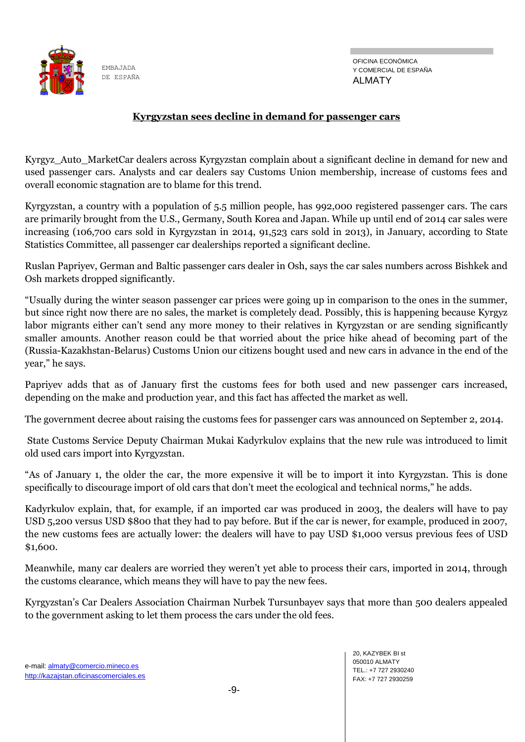## Kyrgyzstan sees decline in demand for passenger cars

Kyrgyz_Auto_MarketCar dealers across Kyrgyzstan complain about a significant decline in demand for new and used passenger cars. Analysts and car dealers say Customs Union membership, increase of customs fees and overall economic stagnation are to blame for this trend.

Kyrgyzstan, a country with a population of 5.5 million people, has 992,000 registered passenger cars. The cars are primarily brought from the U.S., Germany, South Korea and Japan. While up until end of 2014 car sales were increasing (106,700 cars sold in Kyrgyzstan in 2014, 91,523 cars sold in 2013), in January, according to State Statistics Committee, all passenger car dealerships reported a significant decline.

Ruslan Papriyev, German and Baltic passenger cars dealer in Osh, says the car sales numbers across Bishkek and Osh markets dropped significantly.

"Usually during the winter season passenger car prices were going up in comparison to the ones in the summer, but since right now there are no sales, the market is completely dead. Possibly, this is happening because Kyrgyz labor migrants either can't send any more money to their relatives in Kyrgyzstan or are sending significantly smaller amounts. Another reason could be that worried about the price hike ahead of becoming part of the (Russia-Kazakhstan-Belarus) Customs Union our citizens bought used and new cars in advance in the end of the year," he says.

Papriyev adds that as of January first the customs fees for both used and new passenger cars increased, depending on the make and production year, and this fact has affected the market as well.

The government decree about raising the customs fees for passenger cars was announced on September 2, 2014.

State Customs Service Deputy Chairman Mukai Kadyrkulov explains that the new rule was introduced to limit old used cars import into Kyrgyzstan.

"As of January 1, the older the car, the more expensive it will be to import it into Kyrgyzstan. This is done specifically to discourage import of old cars that don't meet the ecological and technical norms," he adds.

Kadyrkulov explain, that, for example, if an imported car was produced in 2003, the dealers will have to pay USD 5,200 versus USD $800 that they had to pay before. But if the car is newer, for example, produced in 2007, the new customs fees are actually lower: the dealers will have to pay USD $1,000 versus previous fees of USD $1,600.

Meanwhile, many car dealers are worried they weren't yet able to process their cars, imported in 2014, through the customs clearance, which means they will have to pay the new fees.

Kyrgyzstan's Car Dealers Association Chairman Nurbek Tursunbayev says that more than 500 dealers appealed to the government asking to let them process the cars under the old fees.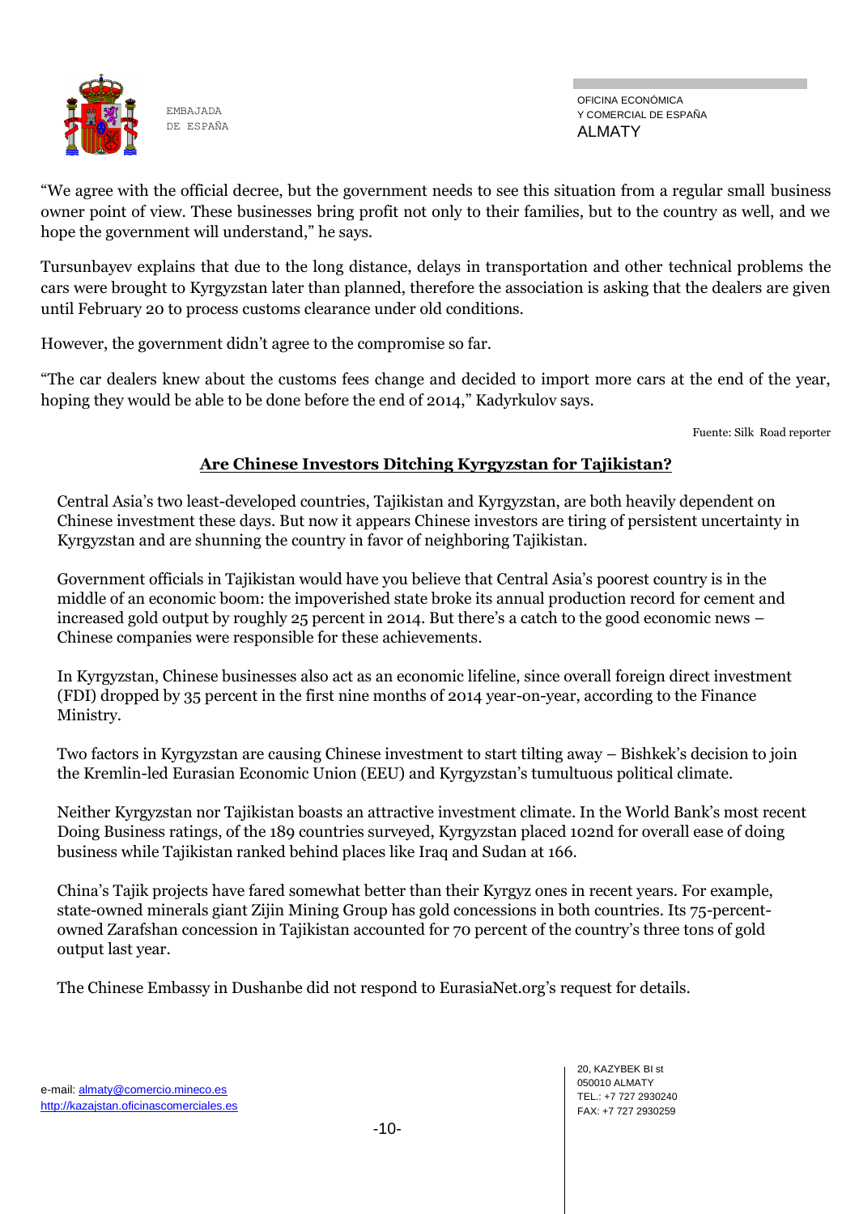"We agree with the official decree, but the government needs to see this situation from a regular small business owner point of view. These businesses bring profit not only to their families, but to the country as well, and we hope the government will understand," he says.

Tursunbayev explains that due to the long distance, delays in transportation and other technical problems the cars were brought to Kyrgyzstan later than planned, therefore the association is asking that the dealers are given until February 20 to process customs clearance under old conditions.

However, the government didn't agree to the compromise so far.

"The car dealers knew about the customs fees change and decided to import more cars at the end of the year, hoping they would be able to be done before the end of 2014," Kadyrkulov says.

Fuente: Silk Road reporter

## Are Chinese Investors Ditching Kyrgyzstan for Tajikistan?

Central Asia's two least-developed countries, Tajikistan and Kyrgyzstan, are both heavily dependent on Chinese investment these days. But now it appears Chinese investors are tiring of persistent uncertainty in Kyrgyzstan and are shunning the country in favor of neighboring Tajikistan.

Government officials in Tajikistan would have you believe that Central Asia's poorest country is in the middle of an economic boom: the impoverished state broke its annual production record for cement and increased gold output by roughly 25 percent in 2014. But there's a catch to the good economic news – Chinese companies were responsible for these achievements.

In Kyrgyzstan, Chinese businesses also act as an economic lifeline, since overall foreign direct investment (FDI) dropped by 35 percent in the first nine months of 2014 year-on-year, according to the Finance Ministry.

Two factors in Kyrgyzstan are causing Chinese investment to start tilting away – Bishkek's decision to join the Kremlin-led Eurasian Economic Union (EEU) and Kyrgyzstan's tumultuous political climate.

Neither Kyrgyzstan nor Tajikistan boasts an attractive investment climate. In the World Bank's most recent Doing Business ratings, of the 189 countries surveyed, Kyrgyzstan placed 102nd for overall ease of doing business while Tajikistan ranked behind places like Iraq and Sudan at 166.

China's Tajik projects have fared somewhat better than their Kyrgyz ones in recent years. For example, state-owned minerals giant Zijin Mining Group has gold concessions in both countries. Its 75-percent-owned Zarafshan concession in Tajikistan accounted for 70 percent of the country's three tons of gold output last year.

The Chinese Embassy in Dushanbe did not respond to EurasiaNet.org's request for details.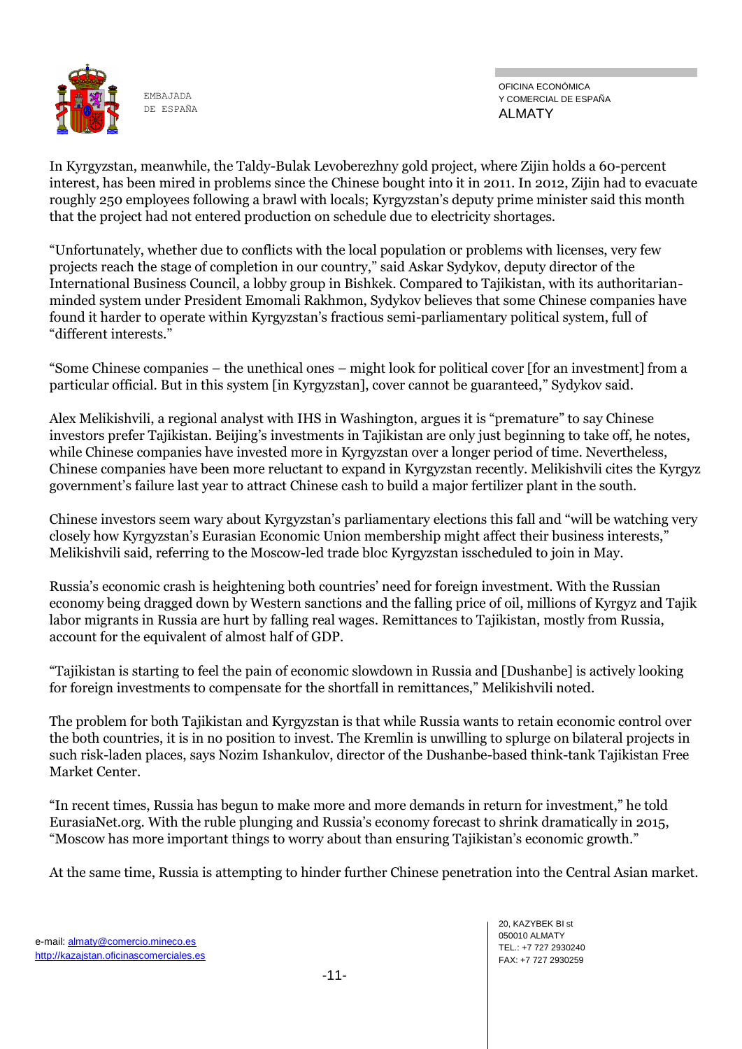In Kyrgyzstan, meanwhile, the Taldy-Bulak Levoberezhny gold project, where Zijin holds a 60-percent interest, has been mired in problems since the Chinese bought into it in 2011. In 2012, Zijin had to evacuate roughly 250 employees following a brawl with locals; Kyrgyzstan's deputy prime minister said this month that the project had not entered production on schedule due to electricity shortages.

"Unfortunately, whether due to conflicts with the local population or problems with licenses, very few projects reach the stage of completion in our country," said Askar Sydykov, deputy director of the International Business Council, a lobby group in Bishkek. Compared to Tajikistan, with its authoritarian-minded system under President Emomali Rakhmon, Sydykov believes that some Chinese companies have found it harder to operate within Kyrgyzstan's fractious semi-parliamentary political system, full of "different interests."

"Some Chinese companies – the unethical ones – might look for political cover [for an investment] from a particular official. But in this system [in Kyrgyzstan], cover cannot be guaranteed," Sydykov said.

Alex Melikishvili, a regional analyst with IHS in Washington, argues it is "premature" to say Chinese investors prefer Tajikistan. Beijing's investments in Tajikistan are only just beginning to take off, he notes, while Chinese companies have invested more in Kyrgyzstan over a longer period of time. Nevertheless, Chinese companies have been more reluctant to expand in Kyrgyzstan recently. Melikishvili cites the Kyrgyz government's failure last year to attract Chinese cash to build a major fertilizer plant in the south.

Chinese investors seem wary about Kyrgyzstan's parliamentary elections this fall and "will be watching very closely how Kyrgyzstan's Eurasian Economic Union membership might affect their business interests," Melikishvili said, referring to the Moscow-led trade bloc Kyrgyzstan isscheduled to join in May.

Russia's economic crash is heightening both countries' need for foreign investment. With the Russian economy being dragged down by Western sanctions and the falling price of oil, millions of Kyrgyz and Tajik labor migrants in Russia are hurt by falling real wages. Remittances to Tajikistan, mostly from Russia, account for the equivalent of almost half of GDP.

"Tajikistan is starting to feel the pain of economic slowdown in Russia and [Dushanbe] is actively looking for foreign investments to compensate for the shortfall in remittances," Melikishvili noted.

The problem for both Tajikistan and Kyrgyzstan is that while Russia wants to retain economic control over the both countries, it is in no position to invest. The Kremlin is unwilling to splurge on bilateral projects in such risk-laden places, says Nozim Ishankulov, director of the Dushanbe-based think-tank Tajikistan Free Market Center.

"In recent times, Russia has begun to make more and more demands in return for investment," he told EurasiaNet.org. With the ruble plunging and Russia's economy forecast to shrink dramatically in 2015, "Moscow has more important things to worry about than ensuring Tajikistan's economic growth."

At the same time, Russia is attempting to hinder further Chinese penetration into the Central Asian market.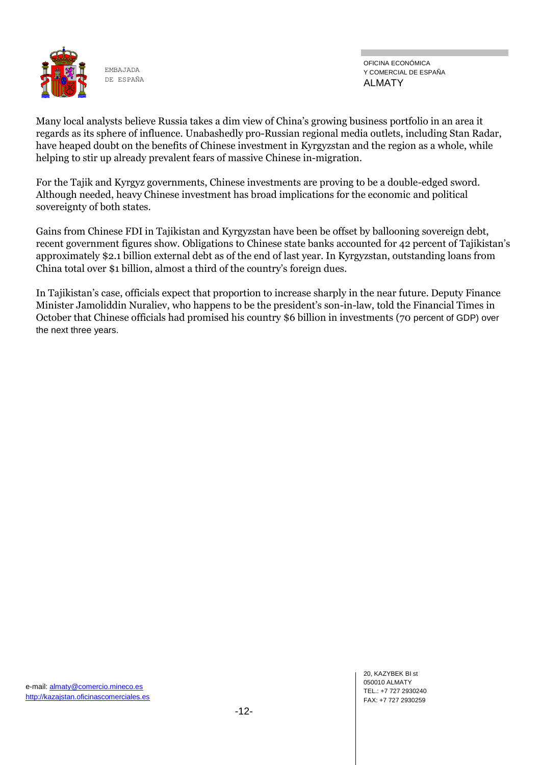Many local analysts believe Russia takes a dim view of China's growing business portfolio in an area it regards as its sphere of influence. Unabashedly pro-Russian regional media outlets, including Stan Radar, have heaped doubt on the benefits of Chinese investment in Kyrgyzstan and the region as a whole, while helping to stir up already prevalent fears of massive Chinese in-migration.

For the Tajik and Kyrgyz governments, Chinese investments are proving to be a double-edged sword. Although needed, heavy Chinese investment has broad implications for the economic and political sovereignty of both states.

Gains from Chinese FDI in Tajikistan and Kyrgyzstan have been be offset by ballooning sovereign debt, recent government figures show. Obligations to Chinese state banks accounted for 42 percent of Tajikistan's approximately $2.1 billion external debt as of the end of last year. In Kyrgyzstan, outstanding loans from China total over $1 billion, almost a third of the country's foreign dues.

In Tajikistan's case, officials expect that proportion to increase sharply in the near future. Deputy Finance Minister Jamoliddin Nuraliev, who happens to be the president's son-in-law, told the Financial Times in October that Chinese officials had promised his country $6 billion in investments (70 percent of GDP) over the next three years.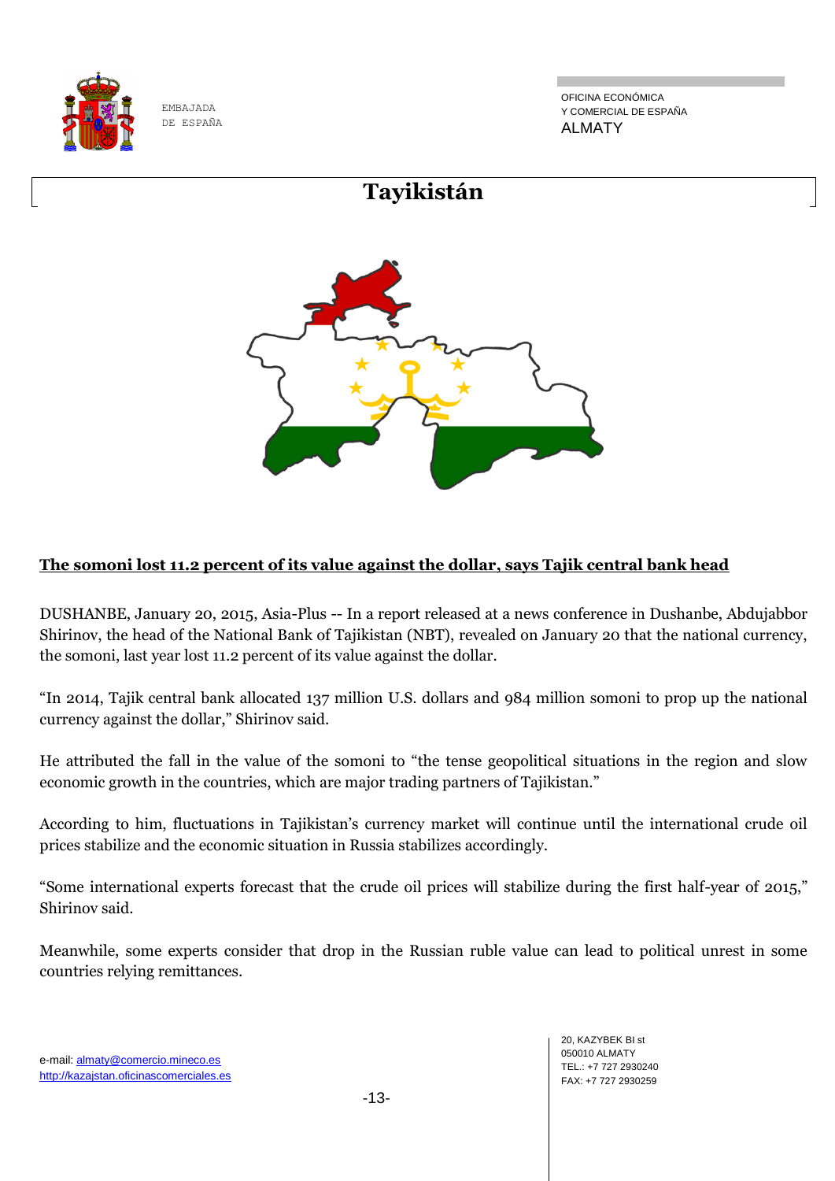# Tayikistán

**The somoni lost 11.2 percent of its value against the dollar, says Tajik central bank head**

DUSHANBE, January 20, 2015, Asia-Plus -- In a report released at a news conference in Dushanbe, Abdujabbor Shirinov, the head of the National Bank of Tajikistan (NBT), revealed on January 20 that the national currency, the somoni, last year lost 11.2 percent of its value against the dollar.

"In 2014, Tajik central bank allocated 137 million U.S. dollars and 984 million somoni to prop up the national currency against the dollar," Shirinov said.

He attributed the fall in the value of the somoni to "the tense geopolitical situations in the region and slow economic growth in the countries, which are major trading partners of Tajikistan."

According to him, fluctuations in Tajikistan's currency market will continue until the international crude oil prices stabilize and the economic situation in Russia stabilizes accordingly.

"Some international experts forecast that the crude oil prices will stabilize during the first half-year of 2015," Shirinov said.

Meanwhile, some experts consider that drop in the Russian ruble value can lead to political unrest in some countries relying remittances.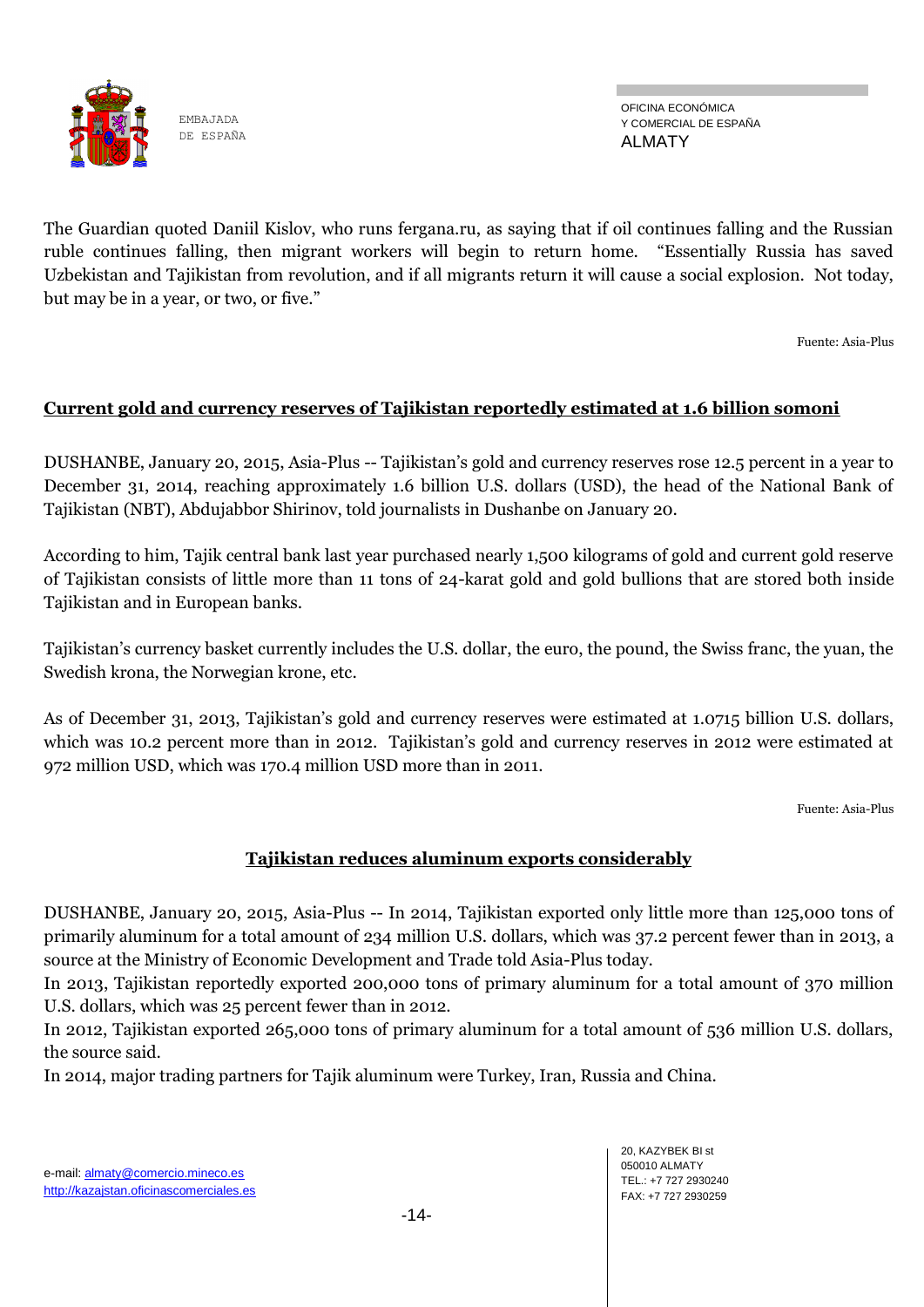The Guardian quoted Daniil Kislov, who runs fergana.ru, as saying that if oil continues falling and the Russian ruble continues falling, then migrant workers will begin to return home. "Essentially Russia has saved Uzbekistan and Tajikistan from revolution, and if all migrants return it will cause a social explosion. Not today, but may be in a year, or two, or five."

Fuente: Asia-Plus

## Current gold and currency reserves of Tajikistan reportedly estimated at 1.6 billion somoni

DUSHANBE, January 20, 2015, Asia-Plus -- Tajikistan's gold and currency reserves rose 12.5 percent in a year to December 31, 2014, reaching approximately 1.6 billion U.S. dollars (USD), the head of the National Bank of Tajikistan (NBT), Abdujabbor Shirinov, told journalists in Dushanbe on January 20.

According to him, Tajik central bank last year purchased nearly 1,500 kilograms of gold and current gold reserve of Tajikistan consists of little more than 11 tons of 24-karat gold and gold bullions that are stored both inside Tajikistan and in European banks.

Tajikistan's currency basket currently includes the U.S. dollar, the euro, the pound, the Swiss franc, the yuan, the Swedish krona, the Norwegian krone, etc.

As of December 31, 2013, Tajikistan's gold and currency reserves were estimated at 1.0715 billion U.S. dollars, which was 10.2 percent more than in 2012. Tajikistan's gold and currency reserves in 2012 were estimated at 972 million USD, which was 170.4 million USD more than in 2011.

Fuente: Asia-Plus

## Tajikistan reduces aluminum exports considerably

DUSHANBE, January 20, 2015, Asia-Plus -- In 2014, Tajikistan exported only little more than 125,000 tons of primarily aluminum for a total amount of 234 million U.S. dollars, which was 37.2 percent fewer than in 2013, a source at the Ministry of Economic Development and Trade told Asia-Plus today.
In 2013, Tajikistan reportedly exported 200,000 tons of primary aluminum for a total amount of 370 million U.S. dollars, which was 25 percent fewer than in 2012.
In 2012, Tajikistan exported 265,000 tons of primary aluminum for a total amount of 536 million U.S. dollars, the source said.
In 2014, major trading partners for Tajik aluminum were Turkey, Iran, Russia and China.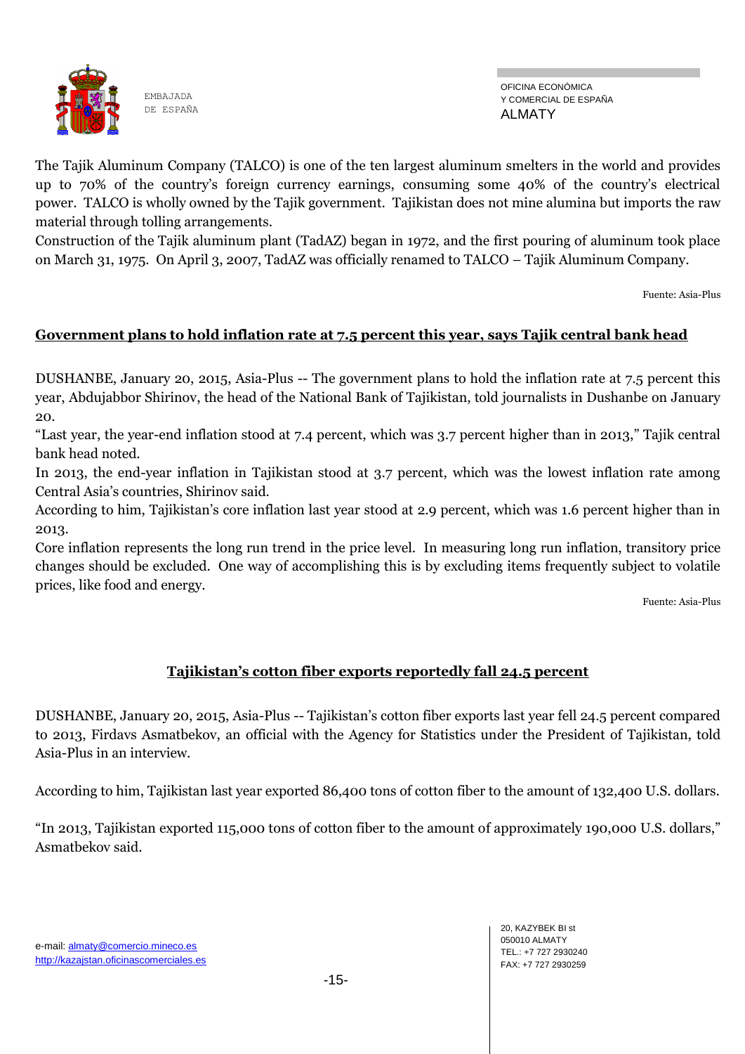The Tajik Aluminum Company (TALCO) is one of the ten largest aluminum smelters in the world and provides up to 70% of the country's foreign currency earnings, consuming some 40% of the country's electrical power. TALCO is wholly owned by the Tajik government. Tajikistan does not mine alumina but imports the raw material through tolling arrangements.
Construction of the Tajik aluminum plant (TadAZ) began in 1972, and the first pouring of aluminum took place on March 31, 1975. On April 3, 2007, TadAZ was officially renamed to TALCO – Tajik Aluminum Company.

Fuente: Asia-Plus

## Government plans to hold inflation rate at 7.5 percent this year, says Tajik central bank head

DUSHANBE, January 20, 2015, Asia-Plus -- The government plans to hold the inflation rate at 7.5 percent this year, Abdujabbor Shirinov, the head of the National Bank of Tajikistan, told journalists in Dushanbe on January 20.
"Last year, the year-end inflation stood at 7.4 percent, which was 3.7 percent higher than in 2013," Tajik central bank head noted.
In 2013, the end-year inflation in Tajikistan stood at 3.7 percent, which was the lowest inflation rate among Central Asia's countries, Shirinov said.
According to him, Tajikistan's core inflation last year stood at 2.9 percent, which was 1.6 percent higher than in 2013.
Core inflation represents the long run trend in the price level. In measuring long run inflation, transitory price changes should be excluded. One way of accomplishing this is by excluding items frequently subject to volatile prices, like food and energy.

Fuente: Asia-Plus

## Tajikistan's cotton fiber exports reportedly fall 24.5 percent

DUSHANBE, January 20, 2015, Asia-Plus -- Tajikistan's cotton fiber exports last year fell 24.5 percent compared to 2013, Firdavs Asmatbekov, an official with the Agency for Statistics under the President of Tajikistan, told Asia-Plus in an interview.

According to him, Tajikistan last year exported 86,400 tons of cotton fiber to the amount of 132,400 U.S. dollars.

"In 2013, Tajikistan exported 115,000 tons of cotton fiber to the amount of approximately 190,000 U.S. dollars," Asmatbekov said.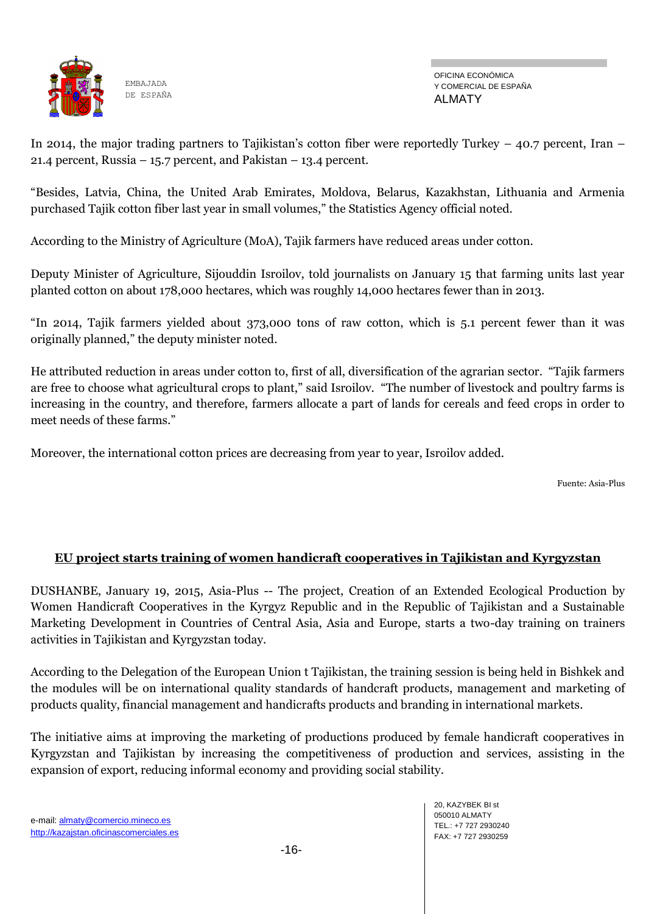In 2014, the major trading partners to Tajikistan's cotton fiber were reportedly Turkey – 40.7 percent, Iran – 21.4 percent, Russia – 15.7 percent, and Pakistan – 13.4 percent.

"Besides, Latvia, China, the United Arab Emirates, Moldova, Belarus, Kazakhstan, Lithuania and Armenia purchased Tajik cotton fiber last year in small volumes," the Statistics Agency official noted.

According to the Ministry of Agriculture (MoA), Tajik farmers have reduced areas under cotton.

Deputy Minister of Agriculture, Sijouddin Isroilov, told journalists on January 15 that farming units last year planted cotton on about 178,000 hectares, which was roughly 14,000 hectares fewer than in 2013.

"In 2014, Tajik farmers yielded about 373,000 tons of raw cotton, which is 5.1 percent fewer than it was originally planned," the deputy minister noted.

He attributed reduction in areas under cotton to, first of all, diversification of the agrarian sector. "Tajik farmers are free to choose what agricultural crops to plant," said Isroilov. "The number of livestock and poultry farms is increasing in the country, and therefore, farmers allocate a part of lands for cereals and feed crops in order to meet needs of these farms."

Moreover, the international cotton prices are decreasing from year to year, Isroilov added.

Fuente: Asia-Plus

## EU project starts training of women handicraft cooperatives in Tajikistan and Kyrgyzstan

DUSHANBE, January 19, 2015, Asia-Plus -- The project, Creation of an Extended Ecological Production by Women Handicraft Cooperatives in the Kyrgyz Republic and in the Republic of Tajikistan and a Sustainable Marketing Development in Countries of Central Asia, Asia and Europe, starts a two-day training on trainers activities in Tajikistan and Kyrgyzstan today.

According to the Delegation of the European Union t Tajikistan, the training session is being held in Bishkek and the modules will be on international quality standards of handcraft products, management and marketing of products quality, financial management and handicrafts products and branding in international markets.

The initiative aims at improving the marketing of productions produced by female handicraft cooperatives in Kyrgyzstan and Tajikistan by increasing the competitiveness of production and services, assisting in the expansion of export, reducing informal economy and providing social stability.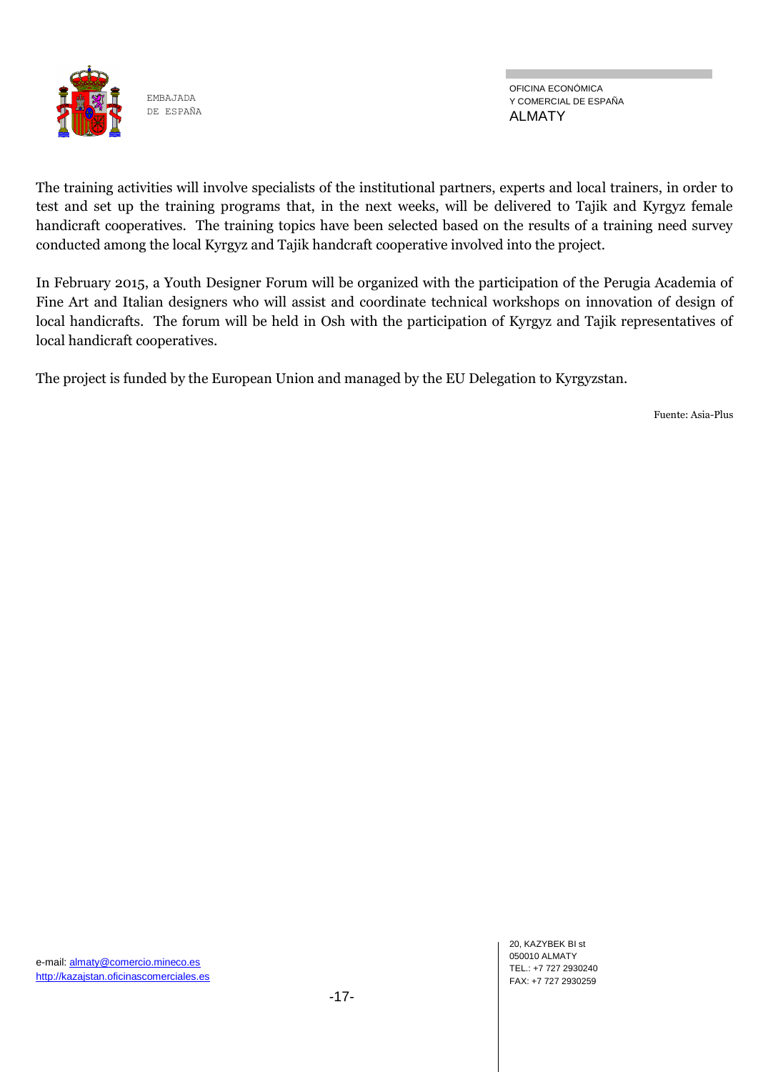The training activities will involve specialists of the institutional partners, experts and local trainers, in order to test and set up the training programs that, in the next weeks, will be delivered to Tajik and Kyrgyz female handicraft cooperatives. The training topics have been selected based on the results of a training need survey conducted among the local Kyrgyz and Tajik handcraft cooperative involved into the project.

In February 2015, a Youth Designer Forum will be organized with the participation of the Perugia Academia of Fine Art and Italian designers who will assist and coordinate technical workshops on innovation of design of local handicrafts. The forum will be held in Osh with the participation of Kyrgyz and Tajik representatives of local handicraft cooperatives.

The project is funded by the European Union and managed by the EU Delegation to Kyrgyzstan.

Fuente: Asia-Plus